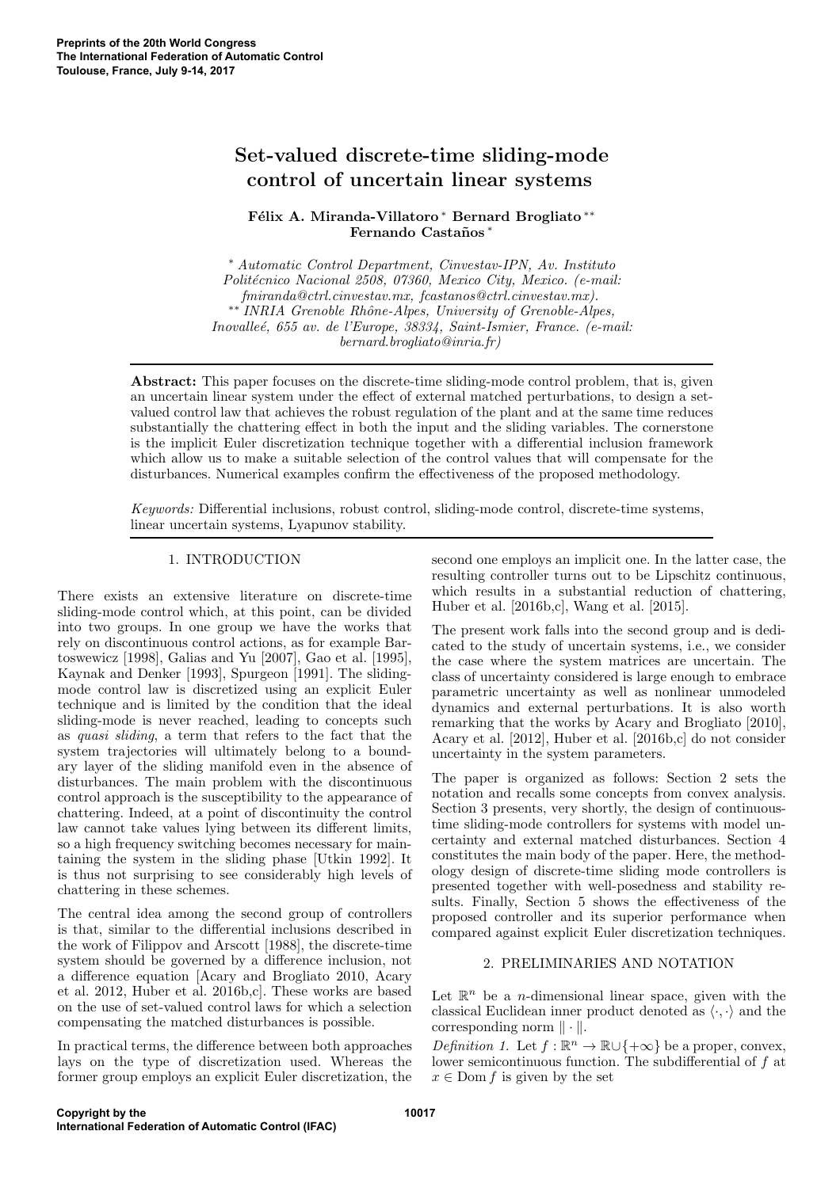# Set-valued discrete-time sliding-mode control of uncertain linear systems

**Félix A. Miranda-Villatoro** [*] **Bernard Brogliato** [**] **Fernando Castaños** [*]

[*] *Automatic Control Department, Cinvestav-IPN, Av. Instituto Politécnico Nacional 2508, 07360, Mexico City, Mexico. (e-mail: fmiranda@ctrl.cinvestav.mx, fcastanos@ctrl.cinvestav.mx).*

[**] *INRIA Grenoble Rhône-Alpes, University of Grenoble-Alpes, Inovalleé, 655 av. de l'Europe, 38334, Saint-Ismier, France. (e-mail: bernard.brogliato@inria.fr)*

**Abstract:** This paper focuses on the discrete-time sliding-mode control problem, that is, given an uncertain linear system under the effect of external matched perturbations, to design a set-valued control law that achieves the robust regulation of the plant and at the same time reduces substantially the chattering effect in both the input and the sliding variables. The cornerstone is the implicit Euler discretization technique together with a differential inclusion framework which allow us to make a suitable selection of the control values that will compensate for the disturbances. Numerical examples confirm the effectiveness of the proposed methodology.

*Keywords:* Differential inclusions, robust control, sliding-mode control, discrete-time systems, linear uncertain systems, Lyapunov stability.

## 1. INTRODUCTION

There exists an extensive literature on discrete-time sliding-mode control which, at this point, can be divided into two groups. In one group we have the works that rely on discontinuous control actions, as for example Bartoswewicz [1998], Galias and Yu [2007], Gao et al. [1995], Kaynak and Denker [1993], Spurgeon [1991]. The sliding-mode control law is discretized using an explicit Euler technique and is limited by the condition that the ideal sliding-mode is never reached, leading to concepts such as *quasi sliding*, a term that refers to the fact that the system trajectories will ultimately belong to a boundary layer of the sliding manifold even in the absence of disturbances. The main problem with the discontinuous control approach is the susceptibility to the appearance of chattering. Indeed, at a point of discontinuity the control law cannot take values lying between its different limits, so a high frequency switching becomes necessary for maintaining the system in the sliding phase [Utkin 1992]. It is thus not surprising to see considerably high levels of chattering in these schemes.

The central idea among the second group of controllers is that, similar to the differential inclusions described in the work of Filippov and Arscott [1988], the discrete-time system should be governed by a difference inclusion, not a difference equation [Acary and Brogliato 2010, Acary et al. 2012, Huber et al. 2016b,c]. These works are based on the use of set-valued control laws for which a selection compensating the matched disturbances is possible.

In practical terms, the difference between both approaches lays on the type of discretization used. Whereas the former group employs an explicit Euler discretization, the second one employs an implicit one. In the latter case, the resulting controller turns out to be Lipschitz continuous, which results in a substantial reduction of chattering, Huber et al. [2016b,c], Wang et al. [2015].

The present work falls into the second group and is dedicated to the study of uncertain systems, i.e., we consider the case where the system matrices are uncertain. The class of uncertainty considered is large enough to embrace parametric uncertainty as well as nonlinear unmodeled dynamics and external perturbations. It is also worth remarking that the works by Acary and Brogliato [2010], Acary et al. [2012], Huber et al. [2016b,c] do not consider uncertainty in the system parameters.

The paper is organized as follows: Section 2 sets the notation and recalls some concepts from convex analysis. Section 3 presents, very shortly, the design of continuous-time sliding-mode controllers for systems with model uncertainty and external matched disturbances. Section 4 constitutes the main body of the paper. Here, the methodology design of discrete-time sliding mode controllers is presented together with well-posedness and stability results. Finally, Section 5 shows the effectiveness of the proposed controller and its superior performance when compared against explicit Euler discretization techniques.

## 2. PRELIMINARIES AND NOTATION

Let $\mathbb{R}^n$ be a $n$-dimensional linear space, given with the classical Euclidean inner product denoted as $\langle \cdot, \cdot \rangle$ and the corresponding norm $\| \cdot \|$.

*Definition 1.* Let $f : \mathbb{R}^n \to \mathbb{R} \cup \{+\infty\}$ be a proper, convex, lower semicontinuous function. The subdifferential of $f$ at $x \in \operatorname{Dom} f$ is given by the set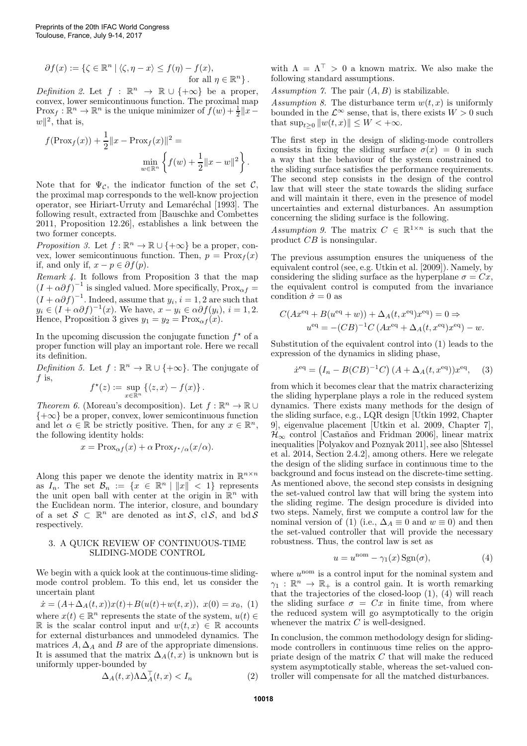$$\partial f(x) := \{\zeta \in \mathbb{R}^n \mid \langle \zeta, \eta - x \rangle \leq f(\eta) - f(x), \text{ for all } \eta \in \mathbb{R}^n\}.$$

*Definition 2.* Let $f : \mathbb{R}^n \to \mathbb{R} \cup \{+\infty\}$ be a proper, convex, lower semicontinuous function. The proximal map $\mathrm{Prox}_f : \mathbb{R}^n \to \mathbb{R}^n$ is the unique minimizer of $f(w) + \frac{1}{2}\|x - w\|^2$, that is,

$$f(\mathrm{Prox}_f(x)) + \frac{1}{2}\|x - \mathrm{Prox}_f(x)\|^2 = \min_{w \in \mathbb{R}^n} \left\{ f(w) + \frac{1}{2}\|x - w\|^2 \right\}.$$

Note that for $\Psi_{\mathcal{C}}$, the indicator function of the set $\mathcal{C}$, the proximal map corresponds to the well-know projection operator, see Hiriart-Urruty and Lemaréchal [1993]. The following result, extracted from [Bauschke and Combettes 2011, Proposition 12.26], establishes a link between the two former concepts.

*Proposition 3.* Let $f : \mathbb{R}^n \to \mathbb{R} \cup \{+\infty\}$ be a proper, convex, lower semicontinuous function. Then, $p = \mathrm{Prox}_f(x)$ if, and only if, $x - p \in \partial f(p)$.

*Remark 4.* It follows from Proposition 3 that the map $(I + \alpha \partial f)^{-1}$ is singled valued. More specifically, $\mathrm{Prox}_{\alpha f} = (I + \alpha \partial f)^{-1}$. Indeed, assume that $y_i$, $i = 1, 2$ are such that $y_i \in (I + \alpha \partial f)^{-1}(x)$. We have, $x - y_i \in \alpha \partial f(y_i)$, $i = 1, 2$. Hence, Proposition 3 gives $y_1 = y_2 = \mathrm{Prox}_{\alpha f}(x)$.

In the upcoming discussion the conjugate function $f^\star$ of a proper function will play an important role. Here we recall its definition.

*Definition 5.* Let $f : \mathbb{R}^n \to \mathbb{R} \cup \{+\infty\}$. The conjugate of $f$ is,

$$f^\star(z) := \sup_{x \in \mathbb{R}^n} \{\langle z, x \rangle - f(x)\}.$$

*Theorem 6.* (Moreau's decomposition). Let $f : \mathbb{R}^n \to \mathbb{R} \cup \{+\infty\}$ be a proper, convex, lower semicontinuous function and let $\alpha \in \mathbb{R}$ be strictly positive. Then, for any $x \in \mathbb{R}^n$, the following identity holds:

$$x = \mathrm{Prox}_{\alpha f}(x) + \alpha\, \mathrm{Prox}_{f^\star/\alpha}(x/\alpha).$$

Along this paper we denote the identity matrix in $\mathbb{R}^{n \times n}$ as $I_n$. The set $\mathcal{B}_n := \{x \in \mathbb{R}^n \mid \|x\| < 1\}$ represents the unit open ball with center at the origin in $\mathbb{R}^n$ with the Euclidean norm. The interior, closure, and boundary of a set $\mathcal{S} \subset \mathbb{R}^n$ are denoted as $\mathrm{int}\,\mathcal{S}$, $\mathrm{cl}\,\mathcal{S}$, and $\mathrm{bd}\,\mathcal{S}$ respectively.

## 3. A QUICK REVIEW OF CONTINUOUS-TIME SLIDING-MODE CONTROL

We begin with a quick look at the continuous-time sliding-mode control problem. To this end, let us consider the uncertain plant

$$\dot{x} = (A + \Delta_A(t, x))x(t) + B(u(t) + w(t, x)), \; x(0) = x_0, \; (1)$$

where $x(t) \in \mathbb{R}^n$ represents the state of the system, $u(t) \in \mathbb{R}$ is the scalar control input and $w(t, x) \in \mathbb{R}$ accounts for external disturbances and unmodeled dynamics. The matrices $A, \Delta_A$ and $B$ are of the appropriate dimensions. It is assumed that the matrix $\Delta_A(t, x)$ is unknown but is uniformly upper-bounded by

$$\Delta_A(t, x) \Lambda \Delta_A^\top(t, x) < I_n \qquad (2)$$

with $\Lambda = \Lambda^\top > 0$ a known matrix. We also make the following standard assumptions.

*Assumption 7.* The pair $(A, B)$ is stabilizable.

*Assumption 8.* The disturbance term $w(t, x)$ is uniformly bounded in the $\mathcal{L}^\infty$ sense, that is, there exists $W > 0$ such that $\sup_{t \geq 0} \|w(t, x)\| \leq W < +\infty$.

The first step in the design of sliding-mode controllers consists in fixing the sliding surface $\sigma(x) = 0$ in such a way that the behaviour of the system constrained to the sliding surface satisfies the performance requirements. The second step consists in the design of the control law that will steer the state towards the sliding surface and will maintain it there, even in the presence of model uncertainties and external disturbances. An assumption concerning the sliding surface is the following.

*Assumption 9.* The matrix $C \in \mathbb{R}^{1 \times n}$ is such that the product $CB$ is nonsingular.

The previous assumption ensures the uniqueness of the equivalent control (see, e.g. Utkin et al. [2009]). Namely, by considering the sliding surface as the hyperplane $\sigma = Cx$, the equivalent control is computed from the invariance condition $\dot{\sigma} = 0$ as

$$C(Ax^{\mathrm{eq}} + B(u^{\mathrm{eq}} + w)) + \Delta_A(t, x^{\mathrm{eq}})x^{\mathrm{eq}}) = 0 \Rightarrow$$
$$u^{\mathrm{eq}} = -(CB)^{-1}C\left(Ax^{\mathrm{eq}} + \Delta_A(t, x^{\mathrm{eq}})x^{\mathrm{eq}}\right) - w.$$

Substitution of the equivalent control into (1) leads to the expression of the dynamics in sliding phase,

$$\dot{x}^{\mathrm{eq}} = \left(I_n - B(CB)^{-1}C\right)(A + \Delta_A(t, x^{\mathrm{eq}}))x^{\mathrm{eq}}, \quad (3)$$

from which it becomes clear that the matrix characterizing the sliding hyperplane plays a role in the reduced system dynamics. There exists many methods for the design of the sliding surface, e.g., LQR design [Utkin 1992, Chapter 9], eigenvalue placement [Utkin et al. 2009, Chapter 7], $\mathcal{H}_\infty$ control [Castaños and Fridman 2006], linear matrix inequalities [Polyakov and Poznyak 2011], see also [Shtessel et al. 2014, Section 2.4.2], among others. Here we relegate the design of the sliding surface in continuous time to the background and focus instead on the discrete-time setting. As mentioned above, the second step consists in designing the set-valued control law that will bring the system into the sliding regime. The design procedure is divided into two steps. Namely, first we compute a control law for the nominal version of (1) (i.e., $\Delta_A \equiv 0$ and $w \equiv 0$) and then the set-valued controller that will provide the necessary robustness. Thus, the control law is set as

$$u = u^{\mathrm{nom}} - \gamma_1(x)\,\mathrm{Sgn}(\sigma), \qquad (4)$$

where $u^{\mathrm{nom}}$ is a control input for the nominal system and $\gamma_1 : \mathbb{R}^n \to \mathbb{R}_+$ is a control gain. It is worth remarking that the trajectories of the closed-loop (1), (4) will reach the sliding surface $\sigma = Cx$ in finite time, from where the reduced system will go asymptotically to the origin whenever the matrix $C$ is well-designed.

In conclusion, the common methodology design for sliding-mode controllers in continuous time relies on the appropriate design of the matrix $C$ that will make the reduced system asymptotically stable, whereas the set-valued controller will compensate for all the matched disturbances.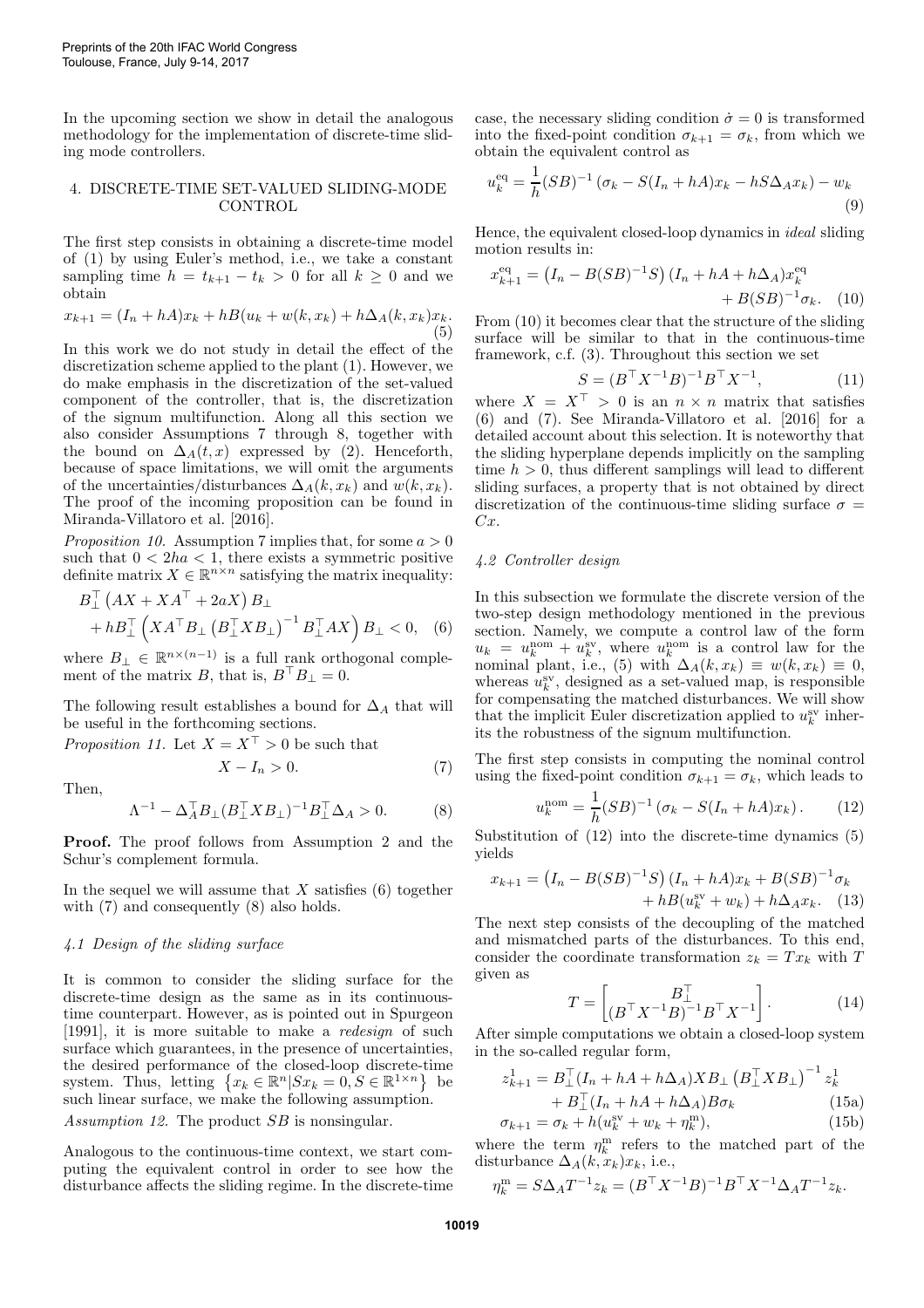In the upcoming section we show in detail the analogous methodology for the implementation of discrete-time sliding mode controllers.

## 4. DISCRETE-TIME SET-VALUED SLIDING-MODE CONTROL

The first step consists in obtaining a discrete-time model of (1) by using Euler's method, i.e., we take a constant sampling time $h = t_{k+1} - t_k > 0$ for all $k \geq 0$ and we obtain

$$x_{k+1} = (I_n + hA)x_k + hB(u_k + w(k, x_k)) + h\Delta_A(k, x_k)x_k. \tag{5}$$

In this work we do not study in detail the effect of the discretization scheme applied to the plant (1). However, we do make emphasis in the discretization of the set-valued component of the controller, that is, the discretization of the signum multifunction. Along all this section we also consider Assumptions 7 through 8, together with the bound on $\Delta_A(t, x)$ expressed by (2). Henceforth, because of space limitations, we will omit the arguments of the uncertainties/disturbances $\Delta_A(k, x_k)$ and $w(k, x_k)$. The proof of the incoming proposition can be found in Miranda-Villatoro et al. [2016].

*Proposition 10.* Assumption 7 implies that, for some $a > 0$ such that $0 < 2ha < 1$, there exists a symmetric positive definite matrix $X \in \mathbb{R}^{n\times n}$ satisfying the matrix inequality:

$$B_\perp^\top \left(AX + XA^\top + 2aX\right) B_\perp + hB_\perp^\top \left(XA^\top B_\perp \left(B_\perp^\top X B_\perp\right)^{-1} B_\perp^\top AX\right) B_\perp < 0, \tag{6}$$

where $B_\perp \in \mathbb{R}^{n\times(n-1)}$ is a full rank orthogonal complement of the matrix $B$, that is, $B^\top B_\perp = 0$.

The following result establishes a bound for $\Delta_A$ that will be useful in the forthcoming sections.

*Proposition 11.* Let $X = X^\top > 0$ be such that

$$X - I_n > 0. \tag{7}$$

Then,

$$\Lambda^{-1} - \Delta_A^\top B_\perp (B_\perp^\top X B_\perp)^{-1} B_\perp^\top \Delta_A > 0. \tag{8}$$

**Proof.** The proof follows from Assumption 2 and the Schur's complement formula.

In the sequel we will assume that $X$ satisfies (6) together with (7) and consequently (8) also holds.

### 4.1 Design of the sliding surface

It is common to consider the sliding surface for the discrete-time design as the same as in its continuous-time counterpart. However, as is pointed out in Spurgeon [1991], it is more suitable to make a *redesign* of such surface which guarantees, in the presence of uncertainties, the desired performance of the closed-loop discrete-time system. Thus, letting $\left\{x_k \in \mathbb{R}^n | Sx_k = 0, S \in \mathbb{R}^{1\times n}\right\}$ be such linear surface, we make the following assumption.

*Assumption 12.* The product $SB$ is nonsingular.

Analogous to the continuous-time context, we start computing the equivalent control in order to see how the disturbance affects the sliding regime. In the discrete-time case, the necessary sliding condition $\dot{\sigma} = 0$ is transformed into the fixed-point condition $\sigma_{k+1} = \sigma_k$, from which we obtain the equivalent control as

$$u_k^{\mathrm{eq}} = \frac{1}{h}(SB)^{-1} \left(\sigma_k - S(I_n + hA)x_k - hS\Delta_A x_k\right) - w_k \tag{9}$$

Hence, the equivalent closed-loop dynamics in *ideal* sliding motion results in:

$$x_{k+1}^{\mathrm{eq}} = \left(I_n - B(SB)^{-1}S\right)(I_n + hA + h\Delta_A)x_k^{\mathrm{eq}} + B(SB)^{-1}\sigma_k. \tag{10}$$

From (10) it becomes clear that the structure of the sliding surface will be similar to that in the continuous-time framework, c.f. (3). Throughout this section we set

$$S = (B^\top X^{-1} B)^{-1} B^\top X^{-1}, \tag{11}$$

where $X = X^\top > 0$ is an $n \times n$ matrix that satisfies (6) and (7). See Miranda-Villatoro et al. [2016] for a detailed account about this selection. It is noteworthy that the sliding hyperplane depends implicitly on the sampling time $h > 0$, thus different samplings will lead to different sliding surfaces, a property that is not obtained by direct discretization of the continuous-time sliding surface $\sigma = Cx$.

### 4.2 Controller design

In this subsection we formulate the discrete version of the two-step design methodology mentioned in the previous section. Namely, we compute a control law of the form $u_k = u_k^{\mathrm{nom}} + u_k^{\mathrm{sv}}$, where $u_k^{\mathrm{nom}}$ is a control law for the nominal plant, i.e., (5) with $\Delta_A(k, x_k) \equiv w(k, x_k) \equiv 0$, whereas $u_k^{\mathrm{sv}}$, designed as a set-valued map, is responsible for compensating the matched disturbances. We will show that the implicit Euler discretization applied to $u_k^{\mathrm{sv}}$ inherits the robustness of the signum multifunction.

The first step consists in computing the nominal control using the fixed-point condition $\sigma_{k+1} = \sigma_k$, which leads to

$$u_k^{\mathrm{nom}} = \frac{1}{h}(SB)^{-1} \left(\sigma_k - S(I_n + hA)x_k\right). \tag{12}$$

Substitution of (12) into the discrete-time dynamics (5) yields

$$x_{k+1} = \left(I_n - B(SB)^{-1}S\right)(I_n + hA)x_k + B(SB)^{-1}\sigma_k + hB(u_k^{\mathrm{sv}} + w_k) + h\Delta_A x_k. \tag{13}$$

The next step consists of the decoupling of the matched and mismatched parts of the disturbances. To this end, consider the coordinate transformation $z_k = Tx_k$ with $T$ given as

$$T = \begin{bmatrix} B_\perp^\top \\ (B^\top X^{-1} B)^{-1} B^\top X^{-1} \end{bmatrix}. \tag{14}$$

After simple computations we obtain a closed-loop system in the so-called regular form,

$$z_{k+1}^1 = B_\perp^\top (I_n + hA + h\Delta_A) X B_\perp \left(B_\perp^\top X B_\perp\right)^{-1} z_k^1 + B_\perp^\top (I_n + hA + h\Delta_A) B\sigma_k \tag{15a}$$

$$\sigma_{k+1} = \sigma_k + h(u_k^{\mathrm{sv}} + w_k + \eta_k^{\mathrm{m}}), \tag{15b}$$

where the term $\eta_k^{\mathrm{m}}$ refers to the matched part of the disturbance $\Delta_A(k, x_k)x_k$, i.e.,

$$\eta_k^{\mathrm{m}} = S\Delta_A T^{-1} z_k = (B^\top X^{-1} B)^{-1} B^\top X^{-1} \Delta_A T^{-1} z_k.$$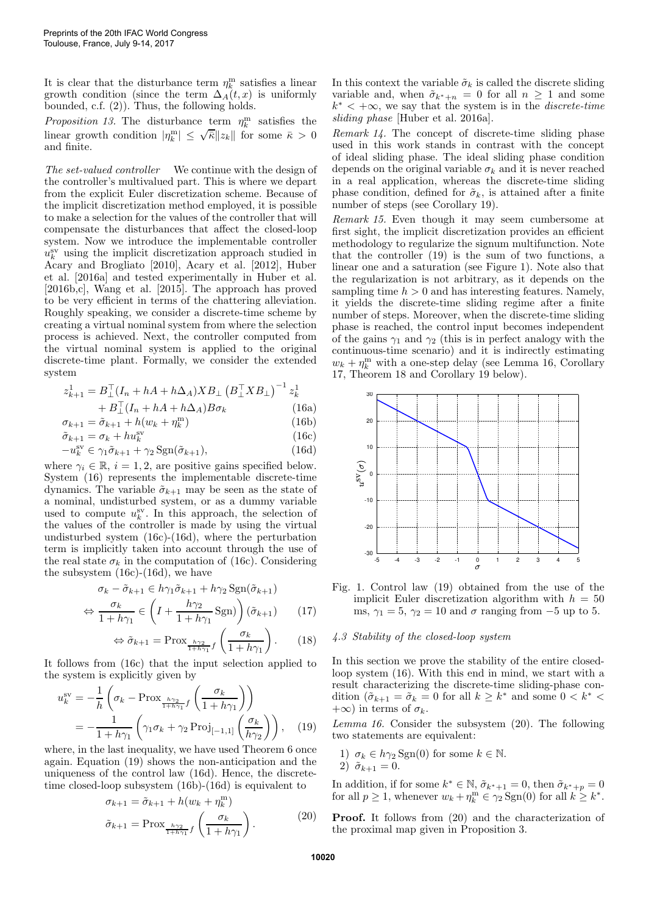It is clear that the disturbance term $\eta_k^{\rm m}$ satisfies a linear growth condition (since the term $\Delta_A(t,x)$ is uniformly bounded, c.f. (2)). Thus, the following holds.

*Proposition 13.* The disturbance term $\eta_k^{\rm m}$ satisfies the linear growth condition $|\eta_k^{\rm m}| \leq \sqrt{\bar{\kappa}}\|z_k\|$ for some $\bar{\kappa} > 0$ and finite.

*The set-valued controller* We continue with the design of the controller's multivalued part. This is where we depart from the explicit Euler discretization scheme. Because of the implicit discretization method employed, it is possible to make a selection for the values of the controller that will compensate the disturbances that affect the closed-loop system. Now we introduce the implementable controller $u_k^{\rm sv}$ using the implicit discretization approach studied in Acary and Brogliato [2010], Acary et al. [2012], Huber et al. [2016a] and tested experimentally in Huber et al. [2016b,c], Wang et al. [2015]. The approach has proved to be very efficient in terms of the chattering alleviation. Roughly speaking, we consider a discrete-time scheme by creating a virtual nominal system from where the selection process is achieved. Next, the controller computed from the virtual nominal system is applied to the original discrete-time plant. Formally, we consider the extended system

$$
\begin{aligned}
z_{k+1}^1 &= B_\perp^\top (I_n + hA + h\Delta_A) X B_\perp \left(B_\perp^\top X B_\perp\right)^{-1} z_k^1 \\
&\quad + B_\perp^\top (I_n + hA + h\Delta_A) B \sigma_k && \text{(16a)}\\
\sigma_{k+1} &= \tilde{\sigma}_{k+1} + h(w_k + \eta_k^{\rm m}) && \text{(16b)}\\
\tilde{\sigma}_{k+1} &= \sigma_k + h u_k^{\rm sv} && \text{(16c)}\\
-u_k^{\rm sv} &\in \gamma_1 \tilde{\sigma}_{k+1} + \gamma_2 \operatorname{Sgn}(\tilde{\sigma}_{k+1}), && \text{(16d)}
\end{aligned}
$$

where $\gamma_i \in \mathbb{R}$, $i = 1, 2$, are positive gains specified below. System (16) represents the implementable discrete-time dynamics. The variable $\tilde{\sigma}_{k+1}$ may be seen as the state of a nominal, undisturbed system, or as a dummy variable used to compute $u_k^{\rm sv}$. In this approach, the selection of the values of the controller is made by using the virtual undisturbed system (16c)-(16d), where the perturbation term is implicitly taken into account through the use of the real state $\sigma_k$ in the computation of (16c). Considering the subsystem (16c)-(16d), we have

$$
\begin{aligned}
&\sigma_k - \tilde{\sigma}_{k+1} \in h\gamma_1 \tilde{\sigma}_{k+1} + h\gamma_2 \operatorname{Sgn}(\tilde{\sigma}_{k+1}) \\
\Leftrightarrow\ & \frac{\sigma_k}{1 + h\gamma_1} \in \left(I + \frac{h\gamma_2}{1 + h\gamma_1}\operatorname{Sgn}\right)(\tilde{\sigma}_{k+1}) \qquad (17)\\
&\Leftrightarrow \tilde{\sigma}_{k+1} = \operatorname{Prox}_{\frac{h\gamma_2}{1+h\gamma_1} f}\left(\frac{\sigma_k}{1 + h\gamma_1}\right). \qquad (18)
\end{aligned}
$$

It follows from (16c) that the input selection applied to the system is explicitly given by

$$
\begin{aligned}
u_k^{\rm sv} &= -\frac{1}{h}\left(\sigma_k - \operatorname{Prox}_{\frac{h\gamma_2}{1+h\gamma_1} f}\left(\frac{\sigma_k}{1+h\gamma_1}\right)\right) \\
&= -\frac{1}{1+h\gamma_1}\left(\gamma_1 \sigma_k + \gamma_2 \operatorname{Proj}_{[-1,1]}\left(\frac{\sigma_k}{h\gamma_2}\right)\right), \qquad (19)
\end{aligned}
$$

where, in the last inequality, we have used Theorem 6 once again. Equation (19) shows the non-anticipation and the uniqueness of the control law (16d). Hence, the discrete-time closed-loop subsystem (16b)-(16d) is equivalent to

$$
\begin{aligned}
\sigma_{k+1} &= \tilde{\sigma}_{k+1} + h(w_k + \eta_k^{\rm m}) \\
\tilde{\sigma}_{k+1} &= \operatorname{Prox}_{\frac{h\gamma_2}{1+h\gamma_1} f}\left(\frac{\sigma_k}{1+h\gamma_1}\right).
\end{aligned} \qquad (20)
$$

In this context the variable $\tilde{\sigma}_k$ is called the discrete sliding variable and, when $\tilde{\sigma}_{k^*+n} = 0$ for all $n \geq 1$ and some $k^* < +\infty$, we say that the system is in the *discrete-time sliding phase* [Huber et al. 2016a].

*Remark 14.* The concept of discrete-time sliding phase used in this work stands in contrast with the concept of ideal sliding phase. The ideal sliding phase condition depends on the original variable $\sigma_k$ and it is never reached in a real application, whereas the discrete-time sliding phase condition, defined for $\tilde{\sigma}_k$, is attained after a finite number of steps (see Corollary 19).

*Remark 15.* Even though it may seem cumbersome at first sight, the implicit discretization provides an efficient methodology to regularize the signum multifunction. Note that the controller (19) is the sum of two functions, a linear one and a saturation (see Figure 1). Note also that the regularization is not arbitrary, as it depends on the sampling time $h > 0$ and has interesting features. Namely, it yields the discrete-time sliding regime after a finite number of steps. Moreover, when the discrete-time sliding phase is reached, the control input becomes independent of the gains $\gamma_1$ and $\gamma_2$ (this is in perfect analogy with the continuous-time scenario) and it is indirectly estimating $w_k + \eta_k^{\rm m}$ with a one-step delay (see Lemma 16, Corollary 17, Theorem 18 and Corollary 19 below).

Fig. 1. Control law (19) obtained from the use of the implicit Euler discretization algorithm with $h = 50$ ms, $\gamma_1 = 5$, $\gamma_2 = 10$ and $\sigma$ ranging from $-5$ up to 5.

### 4.3 Stability of the closed-loop system

In this section we prove the stability of the entire closed-loop system (16). With this end in mind, we start with a result characterizing the discrete-time sliding-phase condition ($\tilde{\sigma}_{k+1} = \tilde{\sigma}_k = 0$ for all $k \geq k^*$ and some $0 < k^* < +\infty$) in terms of $\sigma_k$.

*Lemma 16.* Consider the subsystem (20). The following two statements are equivalent:

1) $\sigma_k \in h\gamma_2 \operatorname{Sgn}(0)$ for some $k \in \mathbb{N}$.
2) $\tilde{\sigma}_{k+1} = 0$.

In addition, if for some $k^* \in \mathbb{N}$, $\tilde{\sigma}_{k^*+1} = 0$, then $\tilde{\sigma}_{k^*+p} = 0$ for all $p \geq 1$, whenever $w_k + \eta_k^{\rm m} \in \gamma_2 \operatorname{Sgn}(0)$ for all $k \geq k^*$.

**Proof.** It follows from (20) and the characterization of the proximal map given in Proposition 3.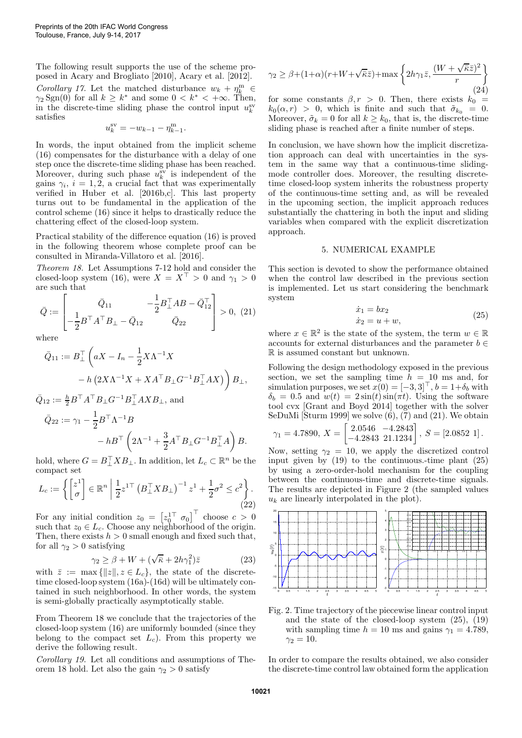The following result supports the use of the scheme proposed in Acary and Brogliato [2010], Acary et al. [2012].

*Corollary 17.* Let the matched disturbance $w_k + \eta_k^{\mathrm{m}} \in \gamma_2 \operatorname{Sgn}(0)$ for all $k \geq k^*$ and some $0 < k^* < +\infty$. Then, in the discrete-time sliding phase the control input $u_k^{\mathrm{sv}}$ satisfies

$$u_k^{\mathrm{sv}} = -w_{k-1} - \eta_{k-1}^{\mathrm{m}}.$$

In words, the input obtained from the implicit scheme (16) compensates for the disturbance with a delay of one step once the discrete-time sliding phase has been reached. Moreover, during such phase $u_k^{\mathrm{sv}}$ is independent of the gains $\gamma_i$, $i = 1, 2$, a crucial fact that was experimentally verified in Huber et al. [2016b,c]. This last property turns out to be fundamental in the application of the control scheme (16) since it helps to drastically reduce the chattering effect of the closed-loop system.

Practical stability of the difference equation (16) is proved in the following theorem whose complete proof can be consulted in Miranda-Villatoro et al. [2016].

*Theorem 18.* Let Assumptions 7-12 hold and consider the closed-loop system (16), were $X = X^\top > 0$ and $\gamma_1 > 0$ are such that

$$\bar{Q} := \begin{bmatrix} \bar{Q}_{11} & -\frac{1}{2}B_\perp^\top AB - \bar{Q}_{12}^\top \\ -\frac{1}{2}B^\top A^\top B_\perp - \bar{Q}_{12} & \bar{Q}_{22} \end{bmatrix} > 0, \quad (21)$$

where

$$\bar{Q}_{11} := B_\perp^\top \left( aX - I_n - \frac{1}{2}X\Lambda^{-1}X - h\left(2X\Lambda^{-1}X + XA^\top B_\perp G^{-1}B_\perp^\top AX\right)\right)B_\perp,$$

$\bar{Q}_{12} := \frac{h}{2}B^\top A^\top B_\perp G^{-1} B_\perp^\top AXB_\perp$, and

$$\bar{Q}_{22} := \gamma_1 - \frac{1}{2}B^\top \Lambda^{-1} B - hB^\top \left(2\Lambda^{-1} + \frac{3}{2}A^\top B_\perp G^{-1} B_\perp^\top A\right)B.$$

hold, where $G = B_\perp^\top X B_\perp$. In addition, let $L_c \subset \mathbb{R}^n$ be the compact set

$$L_c := \left\{ \begin{bmatrix} z^1 \\ \sigma \end{bmatrix} \in \mathbb{R}^n \;\middle|\; \frac{1}{2}z^{1\top}\left(B_\perp^\top X B_\perp\right)^{-1} z^1 + \frac{1}{2}\sigma^2 \leq c^2 \right\}. \quad (22)$$

For any initial condition $z_0 = \begin{bmatrix} z_0^{1\top} & \sigma_0 \end{bmatrix}^\top$ choose $c > 0$ such that $z_0 \in L_c$. Choose any neighborhood of the origin. Then, there exists $h > 0$ small enough and fixed such that, for all $\gamma_2 > 0$ satisfying

$$\gamma_2 \geq \beta + W + (\sqrt{\bar{\kappa}} + 2h\gamma_1^2)\bar{z} \quad (23)$$

with $\bar{z} := \max\{\|z\|, z \in L_c\}$, the state of the discrete-time closed-loop system (16a)-(16d) will be ultimately contained in such neighborhood. In other words, the system is semi-globally practically asymptotically stable.

From Theorem 18 we conclude that the trajectories of the closed-loop system (16) are uniformly bounded (since they belong to the compact set $L_c$). From this property we derive the following result.

*Corollary 19.* Let all conditions and assumptions of Theorem 18 hold. Let also the gain $\gamma_2 > 0$ satisfy

$$\gamma_2 \geq \beta + (1+\alpha)(r + W + \sqrt{\bar{\kappa}}\bar{z}) + \max\left\{2h\gamma_1\bar{z}, \frac{(W + \sqrt{\bar{\kappa}}\bar{z})^2}{r}\right\} \quad (24)$$

for some constants $\beta, r > 0$. Then, there exists $k_0 = k_0(\alpha, r) > 0$, which is finite and such that $\tilde{\sigma}_{k_0} = 0$. Moreover, $\tilde{\sigma}_k = 0$ for all $k \geq k_0$, that is, the discrete-time sliding phase is reached after a finite number of steps.

In conclusion, we have shown how the implicit discretization approach can deal with uncertainties in the system in the same way that a continuous-time sliding-mode controller does. Moreover, the resulting discrete-time closed-loop system inherits the robustness property of the continuous-time setting and, as will be revealed in the upcoming section, the implicit approach reduces substantially the chattering in both the input and sliding variables when compared with the explicit discretization approach.

## 5. NUMERICAL EXAMPLE

This section is devoted to show the performance obtained when the control law described in the previous section is implemented. Let us start considering the benchmark system

$$\begin{aligned} \dot{x}_1 &= bx_2 \\ \dot{x}_2 &= u + w, \end{aligned} \quad (25)$$

where $x \in \mathbb{R}^2$ is the state of the system, the term $w \in \mathbb{R}$ accounts for external disturbances and the parameter $b \in \mathbb{R}$ is assumed constant but unknown.

Following the design methodology exposed in the previous section, we set the sampling time $h = 10$ ms and, for simulation purposes, we set $x(0) = [-3, 3]^\top$, $b = 1 + \delta_b$ with $\delta_b = 0.5$ and $w(t) = 2\sin(t)\sin(\pi t)$. Using the software tool cvx [Grant and Boyd 2014] together with the solver SeDuMi [Sturm 1999] we solve (6), (7) and (21). We obtain

$$\gamma_1 = 4.7890, \; X = \begin{bmatrix} 2.0546 & -4.2843 \\ -4.2843 & 21.1234 \end{bmatrix}, \; S = [2.0852 \;\; 1].$$

Now, setting $\gamma_2 = 10$, we apply the discretized control input given by (19) to the continuous.-time plant (25) by using a zero-order-hold mechanism for the coupling between the continuous-time and discrete-time signals. The results are depicted in Figure 2 (the sampled values $u_k$ are linearly interpolated in the plot).

Fig. 2. Time trajectory of the piecewise linear control input and the state of the closed-loop system (25), (19) with sampling time $h = 10$ ms and gains $\gamma_1 = 4.789$, $\gamma_2 = 10$.

In order to compare the results obtained, we also consider the discrete-time control law obtained form the application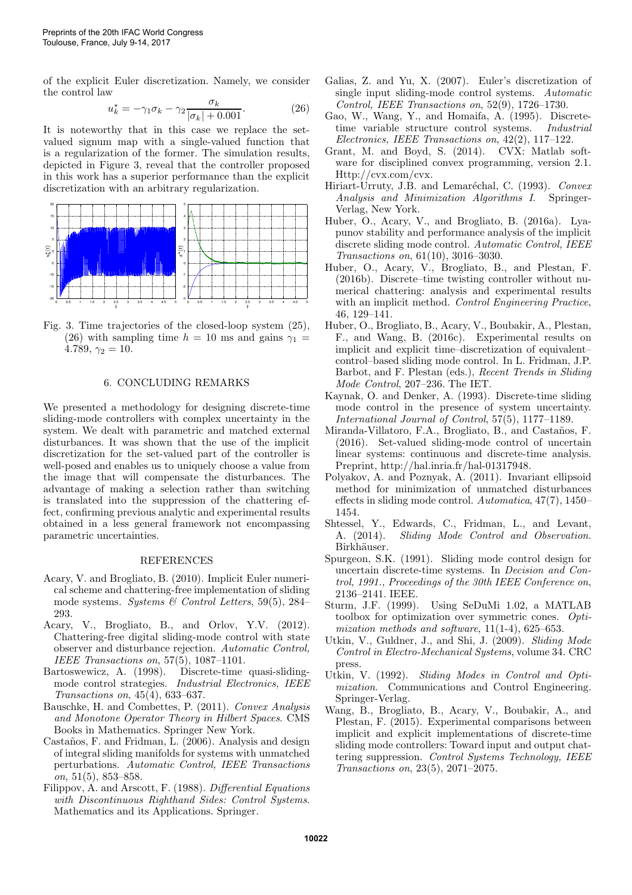of the explicit Euler discretization. Namely, we consider the control law

$$u_k^* = -\gamma_1 \sigma_k - \gamma_2 \frac{\sigma_k}{|\sigma_k| + 0.001}. \tag{26}$$

It is noteworthy that in this case we replace the set-valued signum map with a single-valued function that is a regularization of the former. The simulation results, depicted in Figure 3, reveal that the controller proposed in this work has a superior performance than the explicit discretization with an arbitrary regularization.

Fig. 3. Time trajectories of the closed-loop system (25), (26) with sampling time $h = 10$ ms and gains $\gamma_1 = 4.789$, $\gamma_2 = 10$.

## 6. CONCLUDING REMARKS

We presented a methodology for designing discrete-time sliding-mode controllers with complex uncertainty in the system. We dealt with parametric and matched external disturbances. It was shown that the use of the implicit discretization for the set-valued part of the controller is well-posed and enables us to uniquely choose a value from the image that will compensate the disturbances. The advantage of making a selection rather than switching is translated into the suppression of the chattering effect, confirming previous analytic and experimental results obtained in a less general framework not encompassing parametric uncertainties.

## REFERENCES

Acary, V. and Brogliato, B. (2010). Implicit Euler numerical scheme and chattering-free implementation of sliding mode systems. *Systems & Control Letters*, 59(5), 284–293.

Acary, V., Brogliato, B., and Orlov, Y.V. (2012). Chattering-free digital sliding-mode control with state observer and disturbance rejection. *Automatic Control, IEEE Transactions on*, 57(5), 1087–1101.

Bartoswewicz, A. (1998). Discrete-time quasi-sliding-mode control strategies. *Industrial Electronics, IEEE Transactions on*, 45(4), 633–637.

Bauschke, H. and Combettes, P. (2011). *Convex Analysis and Monotone Operator Theory in Hilbert Spaces*. CMS Books in Mathematics. Springer New York.

Castaños, F. and Fridman, L. (2006). Analysis and design of integral sliding manifolds for systems with unmatched perturbations. *Automatic Control, IEEE Transactions on*, 51(5), 853–858.

Filippov, A. and Arscott, F. (1988). *Differential Equations with Discontinuous Righthand Sides: Control Systems*. Mathematics and its Applications. Springer.

Galias, Z. and Yu, X. (2007). Euler's discretization of single input sliding-mode control systems. *Automatic Control, IEEE Transactions on*, 52(9), 1726–1730.

Gao, W., Wang, Y., and Homaifa, A. (1995). Discrete-time variable structure control systems. *Industrial Electronics, IEEE Transactions on*, 42(2), 117–122.

Grant, M. and Boyd, S. (2014). CVX: Matlab software for disciplined convex programming, version 2.1. Http://cvx.com/cvx.

Hiriart-Urruty, J.B. and Lemaréchal, C. (1993). *Convex Analysis and Minimization Algorithms I*. Springer-Verlag, New York.

Huber, O., Acary, V., and Brogliato, B. (2016a). Lyapunov stability and performance analysis of the implicit discrete sliding mode control. *Automatic Control, IEEE Transactions on*, 61(10), 3016–3030.

Huber, O., Acary, V., Brogliato, B., and Plestan, F. (2016b). Discrete–time twisting controller without numerical chattering: analysis and experimental results with an implicit method. *Control Engineering Practice*, 46, 129–141.

Huber, O., Brogliato, B., Acary, V., Boubakir, A., Plestan, F., and Wang, B. (2016c). Experimental results on implicit and explicit time–discretization of equivalent–control–based sliding mode control. In L. Fridman, J.P. Barbot, and F. Plestan (eds.), *Recent Trends in Sliding Mode Control*, 207–236. The IET.

Kaynak, O. and Denker, A. (1993). Discrete-time sliding mode control in the presence of system uncertainty. *International Journal of Control*, 57(5), 1177–1189.

Miranda-Villatoro, F.A., Brogliato, B., and Castaños, F. (2016). Set-valued sliding-mode control of uncertain linear systems: continuous and discrete-time analysis. Preprint, http://hal.inria.fr/hal-01317948.

Polyakov, A. and Poznyak, A. (2011). Invariant ellipsoid method for minimization of unmatched disturbances effects in sliding mode control. *Automatica*, 47(7), 1450–1454.

Shtessel, Y., Edwards, C., Fridman, L., and Levant, A. (2014). *Sliding Mode Control and Observation*. Birkhäuser.

Spurgeon, S.K. (1991). Sliding mode control design for uncertain discrete-time systems. In *Decision and Control, 1991., Proceedings of the 30th IEEE Conference on*, 2136–2141. IEEE.

Sturm, J.F. (1999). Using SeDuMi 1.02, a MATLAB toolbox for optimization over symmetric cones. *Optimization methods and software*, 11(1-4), 625–653.

Utkin, V., Guldner, J., and Shi, J. (2009). *Sliding Mode Control in Electro-Mechanical Systems*, volume 34. CRC press.

Utkin, V. (1992). *Sliding Modes in Control and Optimization*. Communications and Control Engineering. Springer-Verlag.

Wang, B., Brogliato, B., Acary, V., Boubakir, A., and Plestan, F. (2015). Experimental comparisons between implicit and explicit implementations of discrete-time sliding mode controllers: Toward input and output chattering suppression. *Control Systems Technology, IEEE Transactions on*, 23(5), 2071–2075.